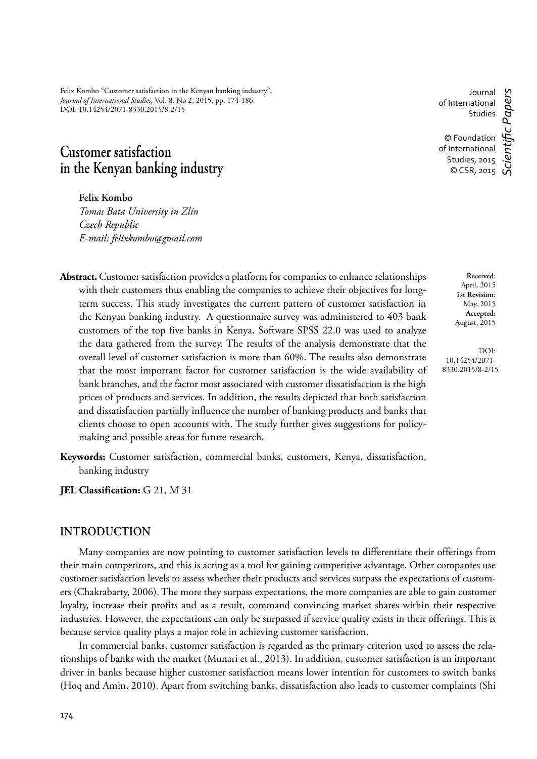Felix Kombo "Customer satisfaction in the Kenyan banking industry", *Journal of International Studies*, Vol. 8, No 2, 2015, pp. 174-186. DOI: 10.14254/2071-8330.2015/8-2/15

# Customer satisfaction in the Kenyan banking industry

**Felix Kombo**
*Tomas Bata University in Zlín*
*Czech Republic*
*E-mail: felixkombo@gmail.com*

**Received**: April, 2015
**1st Revision:** May, 2015
**Accepted:** August, 2015

DOI: 10.14254/2071-8330.2015/8-2/15

**Abstract.** Customer satisfaction provides a platform for companies to enhance relationships with their customers thus enabling the companies to achieve their objectives for long-term success. This study investigates the current pattern of customer satisfaction in the Kenyan banking industry. A questionnaire survey was administered to 403 bank customers of the top five banks in Kenya. Software SPSS 22.0 was used to analyze the data gathered from the survey. The results of the analysis demonstrate that the overall level of customer satisfaction is more than 60%. The results also demonstrate that the most important factor for customer satisfaction is the wide availability of bank branches, and the factor most associated with customer dissatisfaction is the high prices of products and services. In addition, the results depicted that both satisfaction and dissatisfaction partially influence the number of banking products and banks that clients choose to open accounts with. The study further gives suggestions for policy-making and possible areas for future research.

**Keywords:** Customer satisfaction, commercial banks, customers, Kenya, dissatisfaction, banking industry

**JEL Classification:** G 21, M 31

## INTRODUCTION

Many companies are now pointing to customer satisfaction levels to differentiate their offerings from their main competitors, and this is acting as a tool for gaining competitive advantage. Other companies use customer satisfaction levels to assess whether their products and services surpass the expectations of customers (Chakrabarty, 2006). The more they surpass expectations, the more companies are able to gain customer loyalty, increase their profits and as a result, command convincing market shares within their respective industries. However, the expectations can only be surpassed if service quality exists in their offerings. This is because service quality plays a major role in achieving customer satisfaction.

In commercial banks, customer satisfaction is regarded as the primary criterion used to assess the relationships of banks with the market (Munari et al., 2013). In addition, customer satisfaction is an important driver in banks because higher customer satisfaction means lower intention for customers to switch banks (Hoq and Amin, 2010). Apart from switching banks, dissatisfaction also leads to customer complaints (Shi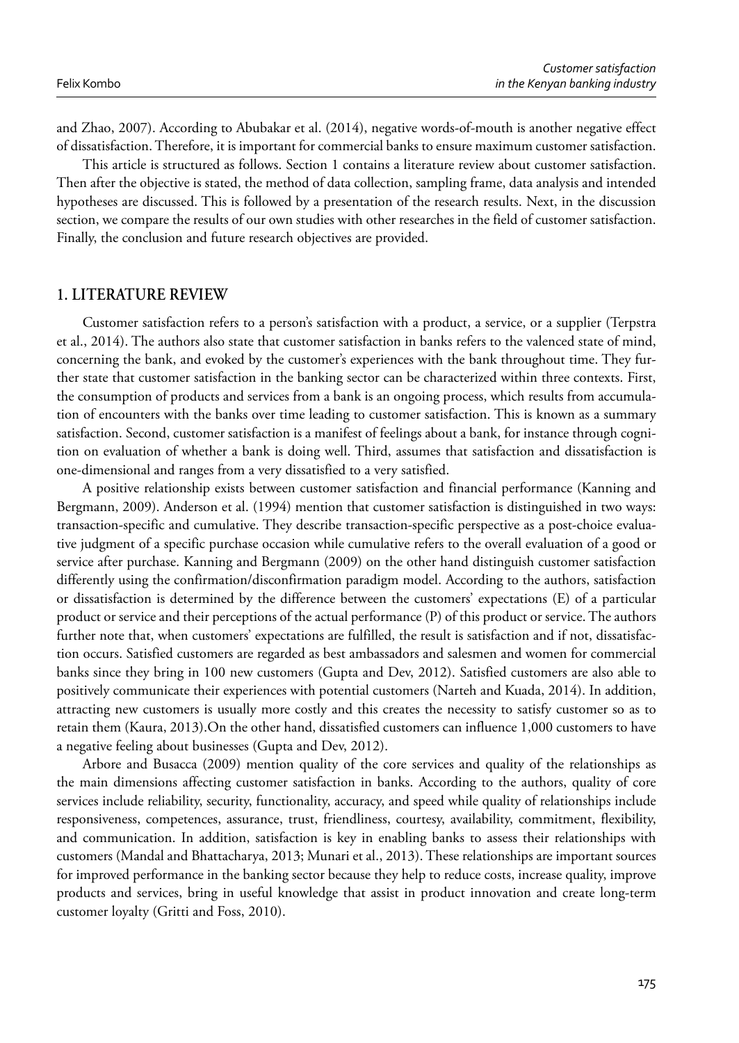and Zhao, 2007). According to Abubakar et al. (2014), negative words-of-mouth is another negative effect of dissatisfaction. Therefore, it is important for commercial banks to ensure maximum customer satisfaction.

This article is structured as follows. Section 1 contains a literature review about customer satisfaction. Then after the objective is stated, the method of data collection, sampling frame, data analysis and intended hypotheses are discussed. This is followed by a presentation of the research results. Next, in the discussion section, we compare the results of our own studies with other researches in the field of customer satisfaction. Finally, the conclusion and future research objectives are provided.

## 1. LITERATURE REVIEW

Customer satisfaction refers to a person's satisfaction with a product, a service, or a supplier (Terpstra et al., 2014). The authors also state that customer satisfaction in banks refers to the valenced state of mind, concerning the bank, and evoked by the customer's experiences with the bank throughout time. They further state that customer satisfaction in the banking sector can be characterized within three contexts. First, the consumption of products and services from a bank is an ongoing process, which results from accumulation of encounters with the banks over time leading to customer satisfaction. This is known as a summary satisfaction. Second, customer satisfaction is a manifest of feelings about a bank, for instance through cognition on evaluation of whether a bank is doing well. Third, assumes that satisfaction and dissatisfaction is one-dimensional and ranges from a very dissatisfied to a very satisfied.

A positive relationship exists between customer satisfaction and financial performance (Kanning and Bergmann, 2009). Anderson et al. (1994) mention that customer satisfaction is distinguished in two ways: transaction-specific and cumulative. They describe transaction-specific perspective as a post-choice evaluative judgment of a specific purchase occasion while cumulative refers to the overall evaluation of a good or service after purchase. Kanning and Bergmann (2009) on the other hand distinguish customer satisfaction differently using the confirmation/disconfirmation paradigm model. According to the authors, satisfaction or dissatisfaction is determined by the difference between the customers' expectations (E) of a particular product or service and their perceptions of the actual performance (P) of this product or service. The authors further note that, when customers' expectations are fulfilled, the result is satisfaction and if not, dissatisfaction occurs. Satisfied customers are regarded as best ambassadors and salesmen and women for commercial banks since they bring in 100 new customers (Gupta and Dev, 2012). Satisfied customers are also able to positively communicate their experiences with potential customers (Narteh and Kuada, 2014). In addition, attracting new customers is usually more costly and this creates the necessity to satisfy customer so as to retain them (Kaura, 2013).On the other hand, dissatisfied customers can influence 1,000 customers to have a negative feeling about businesses (Gupta and Dev, 2012).

Arbore and Busacca (2009) mention quality of the core services and quality of the relationships as the main dimensions affecting customer satisfaction in banks. According to the authors, quality of core services include reliability, security, functionality, accuracy, and speed while quality of relationships include responsiveness, competences, assurance, trust, friendliness, courtesy, availability, commitment, flexibility, and communication. In addition, satisfaction is key in enabling banks to assess their relationships with customers (Mandal and Bhattacharya, 2013; Munari et al., 2013). These relationships are important sources for improved performance in the banking sector because they help to reduce costs, increase quality, improve products and services, bring in useful knowledge that assist in product innovation and create long-term customer loyalty (Gritti and Foss, 2010).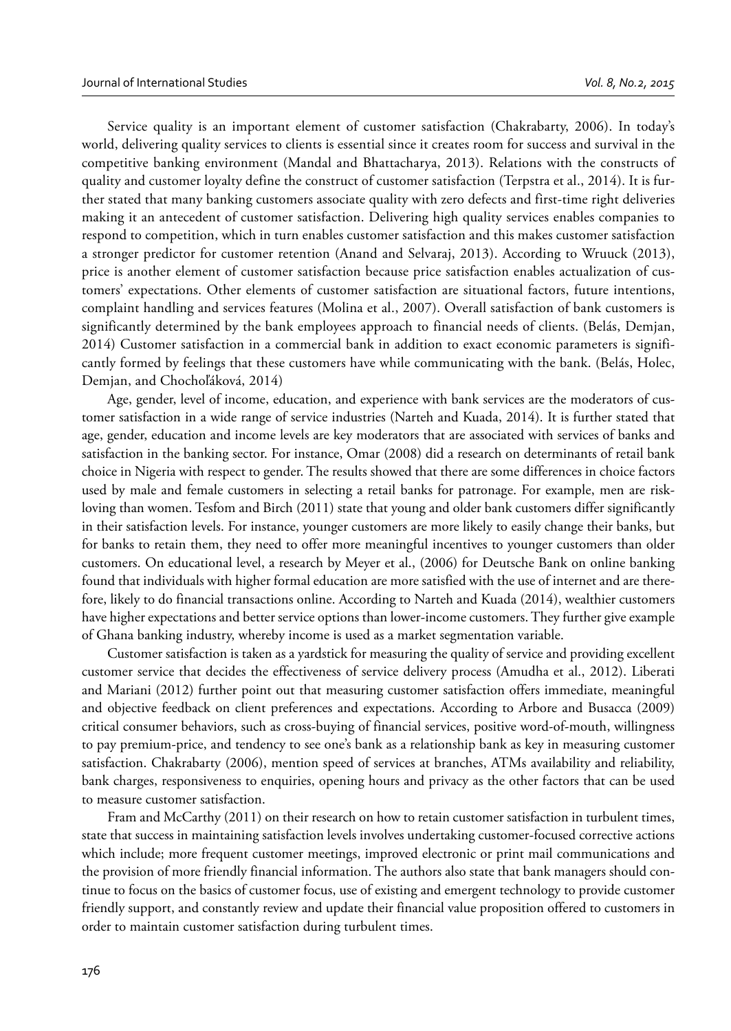Service quality is an important element of customer satisfaction (Chakrabarty, 2006). In today's world, delivering quality services to clients is essential since it creates room for success and survival in the competitive banking environment (Mandal and Bhattacharya, 2013). Relations with the constructs of quality and customer loyalty define the construct of customer satisfaction (Terpstra et al., 2014). It is further stated that many banking customers associate quality with zero defects and first-time right deliveries making it an antecedent of customer satisfaction. Delivering high quality services enables companies to respond to competition, which in turn enables customer satisfaction and this makes customer satisfaction a stronger predictor for customer retention (Anand and Selvaraj, 2013). According to Wruuck (2013), price is another element of customer satisfaction because price satisfaction enables actualization of customers' expectations. Other elements of customer satisfaction are situational factors, future intentions, complaint handling and services features (Molina et al., 2007). Overall satisfaction of bank customers is significantly determined by the bank employees approach to financial needs of clients. (Belás, Demjan, 2014) Customer satisfaction in a commercial bank in addition to exact economic parameters is significantly formed by feelings that these customers have while communicating with the bank. (Belás, Holec, Demjan, and Chochoľáková, 2014)

Age, gender, level of income, education, and experience with bank services are the moderators of customer satisfaction in a wide range of service industries (Narteh and Kuada, 2014). It is further stated that age, gender, education and income levels are key moderators that are associated with services of banks and satisfaction in the banking sector. For instance, Omar (2008) did a research on determinants of retail bank choice in Nigeria with respect to gender. The results showed that there are some differences in choice factors used by male and female customers in selecting a retail banks for patronage. For example, men are risk-loving than women. Tesfom and Birch (2011) state that young and older bank customers differ significantly in their satisfaction levels. For instance, younger customers are more likely to easily change their banks, but for banks to retain them, they need to offer more meaningful incentives to younger customers than older customers. On educational level, a research by Meyer et al., (2006) for Deutsche Bank on online banking found that individuals with higher formal education are more satisfied with the use of internet and are therefore, likely to do financial transactions online. According to Narteh and Kuada (2014), wealthier customers have higher expectations and better service options than lower-income customers. They further give example of Ghana banking industry, whereby income is used as a market segmentation variable.

Customer satisfaction is taken as a yardstick for measuring the quality of service and providing excellent customer service that decides the effectiveness of service delivery process (Amudha et al., 2012). Liberati and Mariani (2012) further point out that measuring customer satisfaction offers immediate, meaningful and objective feedback on client preferences and expectations. According to Arbore and Busacca (2009) critical consumer behaviors, such as cross-buying of financial services, positive word-of-mouth, willingness to pay premium-price, and tendency to see one's bank as a relationship bank as key in measuring customer satisfaction. Chakrabarty (2006), mention speed of services at branches, ATMs availability and reliability, bank charges, responsiveness to enquiries, opening hours and privacy as the other factors that can be used to measure customer satisfaction.

Fram and McCarthy (2011) on their research on how to retain customer satisfaction in turbulent times, state that success in maintaining satisfaction levels involves undertaking customer-focused corrective actions which include; more frequent customer meetings, improved electronic or print mail communications and the provision of more friendly financial information. The authors also state that bank managers should continue to focus on the basics of customer focus, use of existing and emergent technology to provide customer friendly support, and constantly review and update their financial value proposition offered to customers in order to maintain customer satisfaction during turbulent times.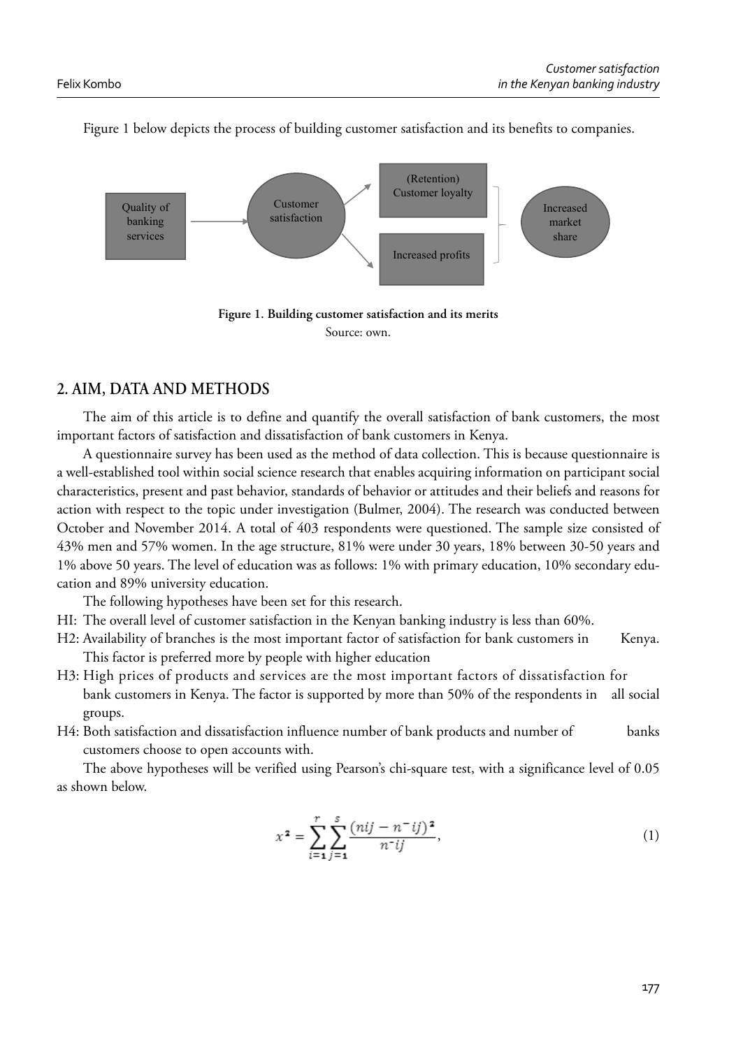Figure 1 below depicts the process of building customer satisfaction and its benefits to companies.

Quality of banking services

Customer satisfaction

(Retention) Customer loyalty

Increased profits

Increased market share

**Figure 1. Building customer satisfaction and its merits**

Source: own.

## 2. AIM, DATA AND METHODS

The aim of this article is to define and quantify the overall satisfaction of bank customers, the most important factors of satisfaction and dissatisfaction of bank customers in Kenya.

A questionnaire survey has been used as the method of data collection. This is because questionnaire is a well-established tool within social science research that enables acquiring information on participant social characteristics, present and past behavior, standards of behavior or attitudes and their beliefs and reasons for action with respect to the topic under investigation (Bulmer, 2004). The research was conducted between October and November 2014. A total of 403 respondents were questioned. The sample size consisted of 43% men and 57% women. In the age structure, 81% were under 30 years, 18% between 30-50 years and 1% above 50 years. The level of education was as follows: 1% with primary education, 10% secondary education and 89% university education.

The following hypotheses have been set for this research.

HI: The overall level of customer satisfaction in the Kenyan banking industry is less than 60%.

H2: Availability of branches is the most important factor of satisfaction for bank customers in Kenya. This factor is preferred more by people with higher education

H3: High prices of products and services are the most important factors of dissatisfaction for bank customers in Kenya. The factor is supported by more than 50% of the respondents in all social groups.

H4: Both satisfaction and dissatisfaction influence number of bank products and number of banks customers choose to open accounts with.

The above hypotheses will be verified using Pearson's chi-square test, with a significance level of 0.05 as shown below.

$$x^2 = \sum_{i=1}^{r}\sum_{j=1}^{s}\frac{(nij - n^{-}ij)^2}{n^{-}ij}, \tag{1}$$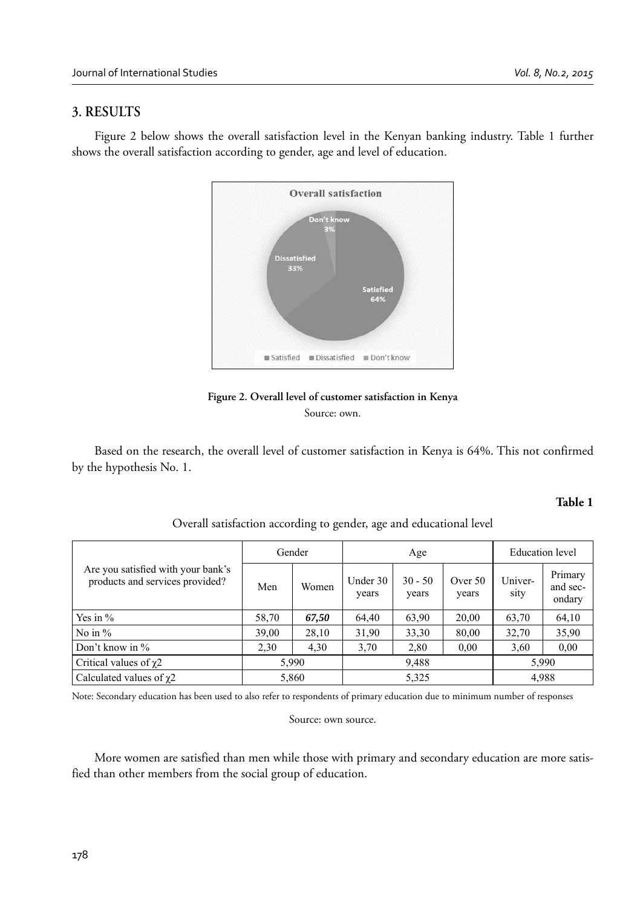## 3. RESULTS

Figure 2 below shows the overall satisfaction level in the Kenyan banking industry. Table 1 further shows the overall satisfaction according to gender, age and level of education.

**Figure 2. Overall level of customer satisfaction in Kenya**

Source: own.

Based on the research, the overall level of customer satisfaction in Kenya is 64%. This not confirmed by the hypothesis No. 1.

**Table 1**

Overall satisfaction according to gender, age and educational level

| Are you satisfied with your bank's products and services provided? | Gender | | Age | | | Education level | |
|---|---|---|---|---|---|---|---|
| | Men | Women | Under 30 years | 30 - 50 years | Over 50 years | University | Primary and secondary |
| Yes in % | 58,70 | ***67,50*** | 64,40 | 63,90 | 20,00 | 63,70 | 64,10 |
| No in % | 39,00 | 28,10 | 31,90 | 33,30 | 80,00 | 32,70 | 35,90 |
| Don't know in % | 2,30 | 4,30 | 3,70 | 2,80 | 0,00 | 3,60 | 0,00 |
| Critical values of $\chi2$ | 5,990 | | 9,488 | | | 5,990 | |
| Calculated values of $\chi2$ | 5,860 | | 5,325 | | | 4,988 | |

Note: Secondary education has been used to also refer to respondents of primary education due to minimum number of responses

Source: own source.

More women are satisfied than men while those with primary and secondary education are more satisfied than other members from the social group of education.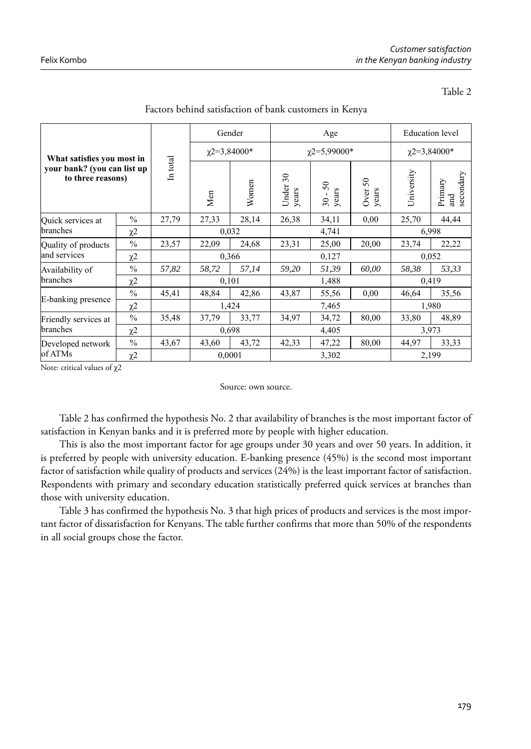Table 2

Factors behind satisfaction of bank customers in Kenya

| What satisfies you most in your bank? (you can list up to three reasons) | | In total | Gender | | Age | | | Education level | |
|---|---|---|---|---|---|---|---|---|---|
| | | | $\chi 2$=3,84000* | | $\chi 2$=5,99000* | | | $\chi 2$=3,84000* | |
| | | | Men | Women | Under 30 years | 30 - 50 years | Over 50 years | University | Primary and secondary |
| Quick services at branches | % | 27,79 | 27,33 | 28,14 | 26,38 | 34,11 | 0,00 | 25,70 | 44,44 |
| | $\chi 2$ | | 0,032 | | 4,741 | | | 6,998 | |
| Quality of products and services | % | 23,57 | 22,09 | 24,68 | 23,31 | 25,00 | 20,00 | 23,74 | 22,22 |
| | $\chi 2$ | | 0,366 | | 0,127 | | | 0,052 | |
| Availability of branches | % | *57,82* | *58,72* | *57,14* | *59,20* | *51,39* | *60,00* | *58,38* | *53,33* |
| | $\chi 2$ | | 0,101 | | 1,488 | | | 0,419 | |
| E-banking presence | % | 45,41 | 48,84 | 42,86 | 43,87 | 55,56 | 0,00 | 46,64 | 35,56 |
| | $\chi 2$ | | 1,424 | | 7,465 | | | 1,980 | |
| Friendly services at branches | % | 35,48 | 37,79 | 33,77 | 34,97 | 34,72 | 80,00 | 33,80 | 48,89 |
| | $\chi 2$ | | 0,698 | | 4,405 | | | 3,973 | |
| Developed network of ATMs | % | 43,67 | 43,60 | 43,72 | 42,33 | 47,22 | 80,00 | 44,97 | 33,33 |
| | $\chi 2$ | | 0,0001 | | 3,302 | | | 2,199 | |

Note: critical values of $\chi 2$

Source: own source.

Table 2 has confirmed the hypothesis No. 2 that availability of branches is the most important factor of satisfaction in Kenyan banks and it is preferred more by people with higher education.

This is also the most important factor for age groups under 30 years and over 50 years. In addition, it is preferred by people with university education. E-banking presence (45%) is the second most important factor of satisfaction while quality of products and services (24%) is the least important factor of satisfaction. Respondents with primary and secondary education statistically preferred quick services at branches than those with university education.

Table 3 has confirmed the hypothesis No. 3 that high prices of products and services is the most important factor of dissatisfaction for Kenyans. The table further confirms that more than 50% of the respondents in all social groups chose the factor.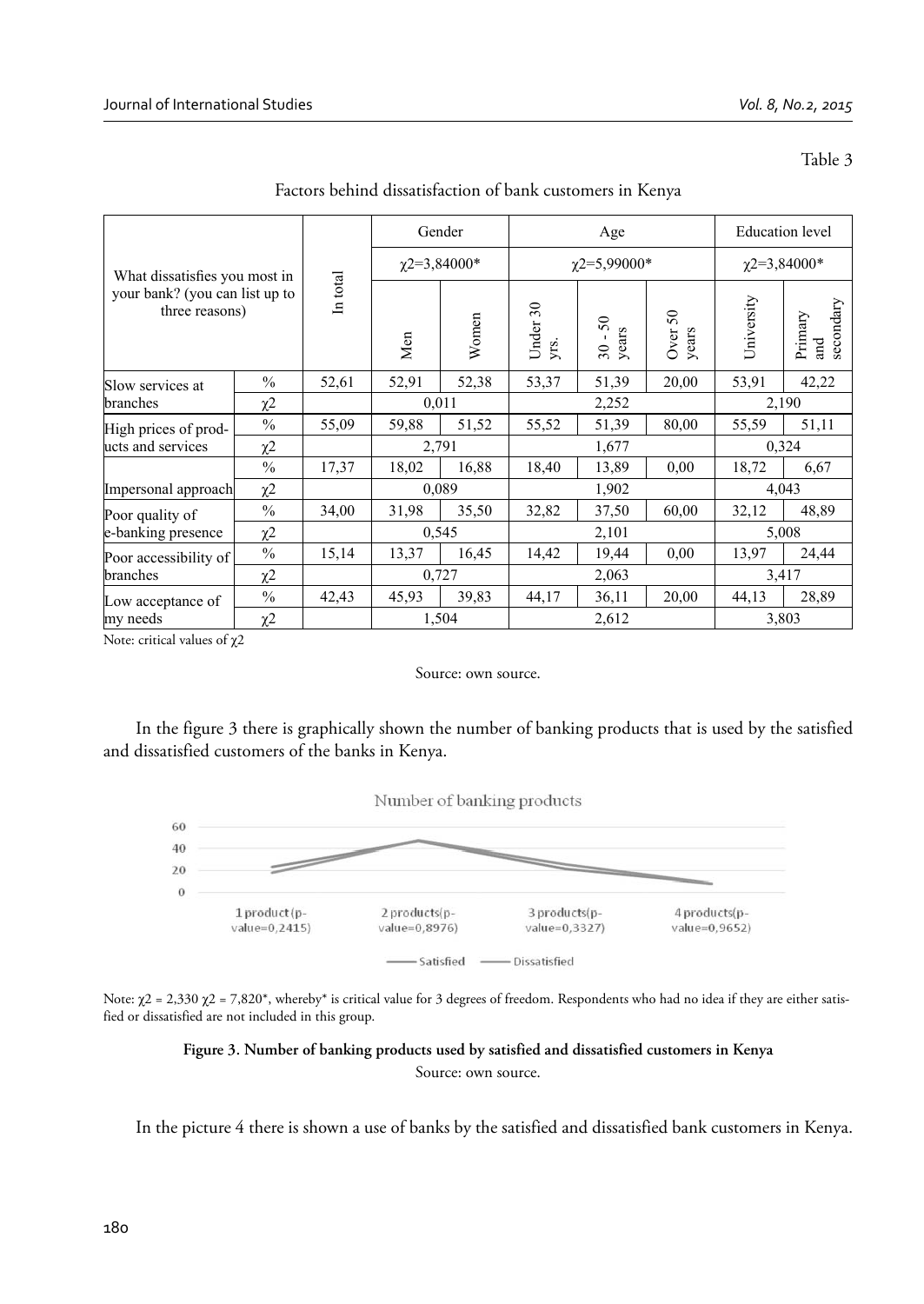Table 3

Factors behind dissatisfaction of bank customers in Kenya

| What dissatisfies you most in your bank? (you can list up to three reasons) | | In total | Gender | | Age | | | Education level | |
|---|---|---|---|---|---|---|---|---|---|
| | | | $\chi2$=3,84000* | | $\chi2$=5,99000* | | | $\chi2$=3,84000* | |
| | | | Men | Women | Under 30 yrs. | 30 - 50 years | Over 50 years | University | Primary and secondary |
| Slow services at branches | % | 52,61 | 52,91 | 52,38 | 53,37 | 51,39 | 20,00 | 53,91 | 42,22 |
| | $\chi2$ | | 0,011 | | 2,252 | | | 2,190 | |
| High prices of products and services | % | 55,09 | 59,88 | 51,52 | 55,52 | 51,39 | 80,00 | 55,59 | 51,11 |
| | $\chi2$ | | 2,791 | | 1,677 | | | 0,324 | |
| Impersonal approach | % | 17,37 | 18,02 | 16,88 | 18,40 | 13,89 | 0,00 | 18,72 | 6,67 |
| | $\chi2$ | | 0,089 | | 1,902 | | | 4,043 | |
| Poor quality of e-banking presence | % | 34,00 | 31,98 | 35,50 | 32,82 | 37,50 | 60,00 | 32,12 | 48,89 |
| | $\chi2$ | | 0,545 | | 2,101 | | | 5,008 | |
| Poor accessibility of branches | % | 15,14 | 13,37 | 16,45 | 14,42 | 19,44 | 0,00 | 13,97 | 24,44 |
| | $\chi2$ | | 0,727 | | 2,063 | | | 3,417 | |
| Low acceptance of my needs | % | 42,43 | 45,93 | 39,83 | 44,17 | 36,11 | 20,00 | 44,13 | 28,89 |
| | $\chi2$ | | 1,504 | | 2,612 | | | 3,803 | |

Note: critical values of $\chi2$

Source: own source.

In the figure 3 there is graphically shown the number of banking products that is used by the satisfied and dissatisfied customers of the banks in Kenya.

Number of banking products

1 product (p-value=0,2415) | 2 products(p-value=0,8976) | 3 products(p-value=0,3327) | 4 products(p-value=0,9652)

Satisfied — Dissatisfied

Note: $\chi2$ = 2,330 $\chi2$ = 7,820*, whereby* is critical value for 3 degrees of freedom. Respondents who had no idea if they are either satisfied or dissatisfied are not included in this group.

**Figure 3. Number of banking products used by satisfied and dissatisfied customers in Kenya**

Source: own source.

In the picture 4 there is shown a use of banks by the satisfied and dissatisfied bank customers in Kenya.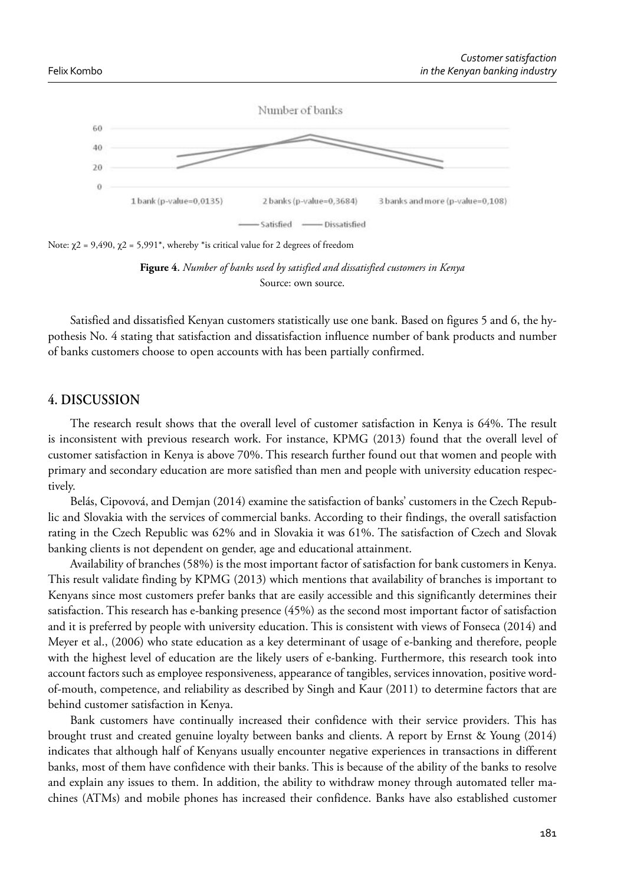Note: $\chi2$ = 9,490, $\chi2$ = 5,991*, whereby *is critical value for 2 degrees of freedom

**Figure 4**. *Number of banks used by satisfied and dissatisfied customers in Kenya*
Source: own source.

Satisfied and dissatisfied Kenyan customers statistically use one bank. Based on figures 5 and 6, the hypothesis No. 4 stating that satisfaction and dissatisfaction influence number of bank products and number of banks customers choose to open accounts with has been partially confirmed.

## 4. DISCUSSION

The research result shows that the overall level of customer satisfaction in Kenya is 64%. The result is inconsistent with previous research work. For instance, KPMG (2013) found that the overall level of customer satisfaction in Kenya is above 70%. This research further found out that women and people with primary and secondary education are more satisfied than men and people with university education respectively.

Belás, Cipovová, and Demjan (2014) examine the satisfaction of banks' customers in the Czech Republic and Slovakia with the services of commercial banks. According to their findings, the overall satisfaction rating in the Czech Republic was 62% and in Slovakia it was 61%. The satisfaction of Czech and Slovak banking clients is not dependent on gender, age and educational attainment.

Availability of branches (58%) is the most important factor of satisfaction for bank customers in Kenya. This result validate finding by KPMG (2013) which mentions that availability of branches is important to Kenyans since most customers prefer banks that are easily accessible and this significantly determines their satisfaction. This research has e-banking presence (45%) as the second most important factor of satisfaction and it is preferred by people with university education. This is consistent with views of Fonseca (2014) and Meyer et al., (2006) who state education as a key determinant of usage of e-banking and therefore, people with the highest level of education are the likely users of e-banking. Furthermore, this research took into account factors such as employee responsiveness, appearance of tangibles, services innovation, positive word-of-mouth, competence, and reliability as described by Singh and Kaur (2011) to determine factors that are behind customer satisfaction in Kenya.

Bank customers have continually increased their confidence with their service providers. This has brought trust and created genuine loyalty between banks and clients. A report by Ernst & Young (2014) indicates that although half of Kenyans usually encounter negative experiences in transactions in different banks, most of them have confidence with their banks. This is because of the ability of the banks to resolve and explain any issues to them. In addition, the ability to withdraw money through automated teller machines (ATMs) and mobile phones has increased their confidence. Banks have also established customer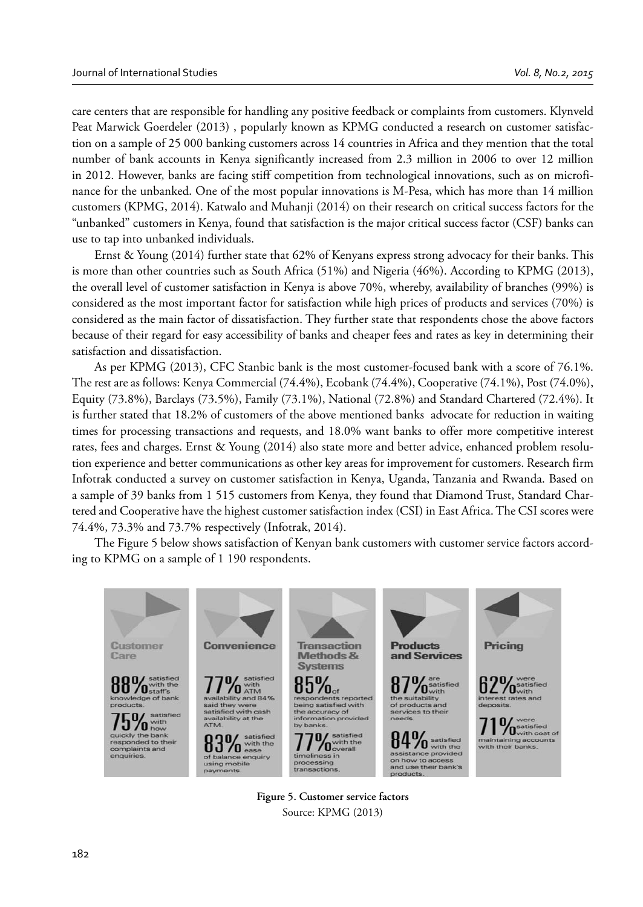care centers that are responsible for handling any positive feedback or complaints from customers. Klynveld Peat Marwick Goerdeler (2013) , popularly known as KPMG conducted a research on customer satisfaction on a sample of 25 000 banking customers across 14 countries in Africa and they mention that the total number of bank accounts in Kenya significantly increased from 2.3 million in 2006 to over 12 million in 2012. However, banks are facing stiff competition from technological innovations, such as on microfinance for the unbanked. One of the most popular innovations is M-Pesa, which has more than 14 million customers (KPMG, 2014). Katwalo and Muhanji (2014) on their research on critical success factors for the "unbanked" customers in Kenya, found that satisfaction is the major critical success factor (CSF) banks can use to tap into unbanked individuals.

Ernst & Young (2014) further state that 62% of Kenyans express strong advocacy for their banks. This is more than other countries such as South Africa (51%) and Nigeria (46%). According to KPMG (2013), the overall level of customer satisfaction in Kenya is above 70%, whereby, availability of branches (99%) is considered as the most important factor for satisfaction while high prices of products and services (70%) is considered as the main factor of dissatisfaction. They further state that respondents chose the above factors because of their regard for easy accessibility of banks and cheaper fees and rates as key in determining their satisfaction and dissatisfaction.

As per KPMG (2013), CFC Stanbic bank is the most customer-focused bank with a score of 76.1%. The rest are as follows: Kenya Commercial (74.4%), Ecobank (74.4%), Cooperative (74.1%), Post (74.0%), Equity (73.8%), Barclays (73.5%), Family (73.1%), National (72.8%) and Standard Chartered (72.4%). It is further stated that 18.2% of customers of the above mentioned banks advocate for reduction in waiting times for processing transactions and requests, and 18.0% want banks to offer more competitive interest rates, fees and charges. Ernst & Young (2014) also state more and better advice, enhanced problem resolution experience and better communications as other key areas for improvement for customers. Research firm Infotrak conducted a survey on customer satisfaction in Kenya, Uganda, Tanzania and Rwanda. Based on a sample of 39 banks from 1 515 customers from Kenya, they found that Diamond Trust, Standard Chartered and Cooperative have the highest customer satisfaction index (CSI) in East Africa. The CSI scores were 74.4%, 73.3% and 73.7% respectively (Infotrak, 2014).

The Figure 5 below shows satisfaction of Kenyan bank customers with customer service factors according to KPMG on a sample of 1 190 respondents.

**Customer Care**

88% satisfied with the staff's knowledge of bank products.

75% satisfied with how quickly the bank responded to their complaints and enquiries.

**Convenience**

77% satisfied with ATM availability and 84% said they were satisfied with cash availability at the ATM.

83% satisfied with the ease of balance enquiry using mobile payments.

**Transaction Methods & Systems**

85% of respondents reported being satisfied with the accuracy of information provided by banks.

77% satisfied with the overall timeliness in processing transactions.

**Products and Services**

87% are satisfied with the suitability of products and services to their needs.

84% satisfied with the assistance provided on how to access and use their bank's products.

**Pricing**

62% were satisfied with interest rates and deposits.

71% were satisfied with cost of maintaining accounts with their banks.

**Figure 5. Customer service factors**

Source: KPMG (2013)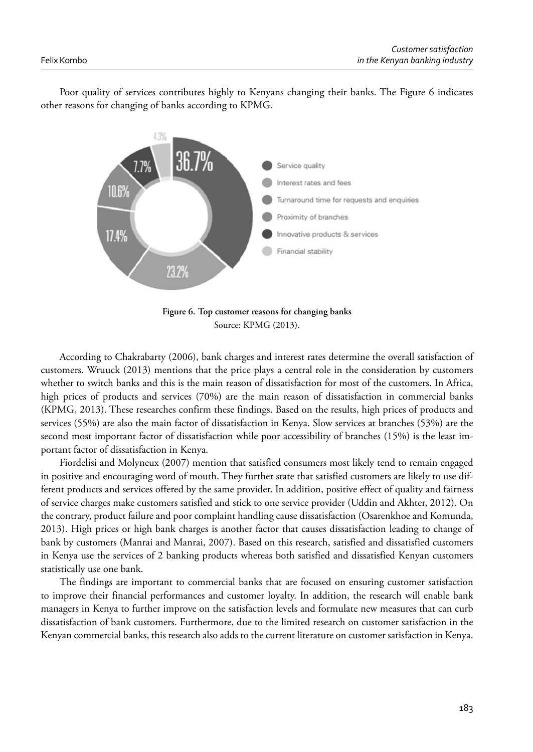Poor quality of services contributes highly to Kenyans changing their banks. The Figure 6 indicates other reasons for changing of banks according to KPMG.

**Figure 6. Top customer reasons for changing banks**
Source: KPMG (2013).

According to Chakrabarty (2006), bank charges and interest rates determine the overall satisfaction of customers. Wruuck (2013) mentions that the price plays a central role in the consideration by customers whether to switch banks and this is the main reason of dissatisfaction for most of the customers. In Africa, high prices of products and services (70%) are the main reason of dissatisfaction in commercial banks (KPMG, 2013). These researches confirm these findings. Based on the results, high prices of products and services (55%) are also the main factor of dissatisfaction in Kenya. Slow services at branches (53%) are the second most important factor of dissatisfaction while poor accessibility of branches (15%) is the least important factor of dissatisfaction in Kenya.

Fiordelisi and Molyneux (2007) mention that satisfied consumers most likely tend to remain engaged in positive and encouraging word of mouth. They further state that satisfied customers are likely to use different products and services offered by the same provider. In addition, positive effect of quality and fairness of service charges make customers satisfied and stick to one service provider (Uddin and Akhter, 2012). On the contrary, product failure and poor complaint handling cause dissatisfaction (Osarenkhoe and Komunda, 2013). High prices or high bank charges is another factor that causes dissatisfaction leading to change of bank by customers (Manrai and Manrai, 2007). Based on this research, satisfied and dissatisfied customers in Kenya use the services of 2 banking products whereas both satisfied and dissatisfied Kenyan customers statistically use one bank.

The findings are important to commercial banks that are focused on ensuring customer satisfaction to improve their financial performances and customer loyalty. In addition, the research will enable bank managers in Kenya to further improve on the satisfaction levels and formulate new measures that can curb dissatisfaction of bank customers. Furthermore, due to the limited research on customer satisfaction in the Kenyan commercial banks, this research also adds to the current literature on customer satisfaction in Kenya.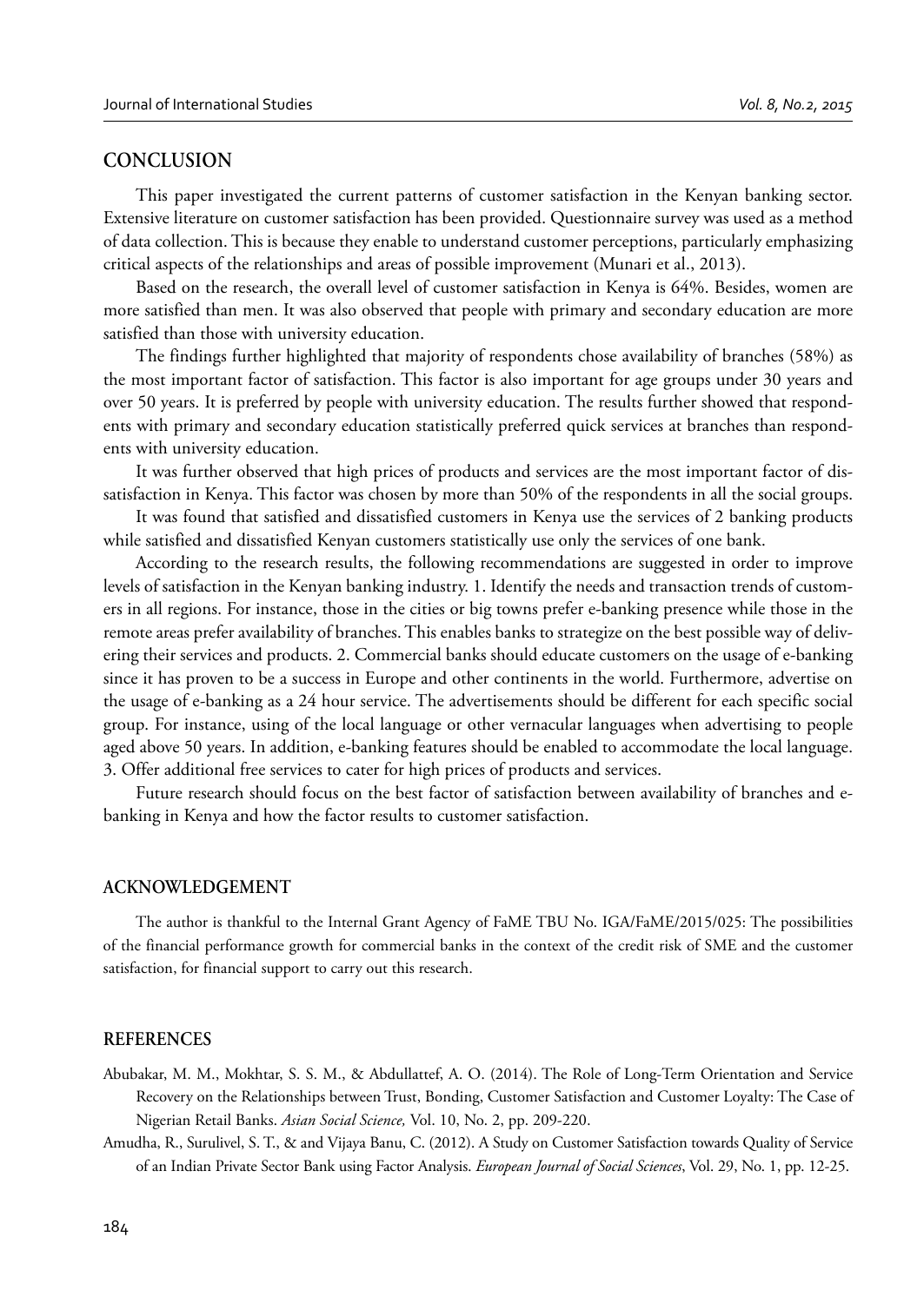## CONCLUSION

This paper investigated the current patterns of customer satisfaction in the Kenyan banking sector. Extensive literature on customer satisfaction has been provided. Questionnaire survey was used as a method of data collection. This is because they enable to understand customer perceptions, particularly emphasizing critical aspects of the relationships and areas of possible improvement (Munari et al., 2013).

Based on the research, the overall level of customer satisfaction in Kenya is 64%. Besides, women are more satisfied than men. It was also observed that people with primary and secondary education are more satisfied than those with university education.

The findings further highlighted that majority of respondents chose availability of branches (58%) as the most important factor of satisfaction. This factor is also important for age groups under 30 years and over 50 years. It is preferred by people with university education. The results further showed that respondents with primary and secondary education statistically preferred quick services at branches than respondents with university education.

It was further observed that high prices of products and services are the most important factor of dissatisfaction in Kenya. This factor was chosen by more than 50% of the respondents in all the social groups.

It was found that satisfied and dissatisfied customers in Kenya use the services of 2 banking products while satisfied and dissatisfied Kenyan customers statistically use only the services of one bank.

According to the research results, the following recommendations are suggested in order to improve levels of satisfaction in the Kenyan banking industry. 1. Identify the needs and transaction trends of customers in all regions. For instance, those in the cities or big towns prefer e-banking presence while those in the remote areas prefer availability of branches. This enables banks to strategize on the best possible way of delivering their services and products. 2. Commercial banks should educate customers on the usage of e-banking since it has proven to be a success in Europe and other continents in the world. Furthermore, advertise on the usage of e-banking as a 24 hour service. The advertisements should be different for each specific social group. For instance, using of the local language or other vernacular languages when advertising to people aged above 50 years. In addition, e-banking features should be enabled to accommodate the local language. 3. Offer additional free services to cater for high prices of products and services.

Future research should focus on the best factor of satisfaction between availability of branches and e-banking in Kenya and how the factor results to customer satisfaction.

## ACKNOWLEDGEMENT

The author is thankful to the Internal Grant Agency of FaME TBU No. IGA/FaME/2015/025: The possibilities of the financial performance growth for commercial banks in the context of the credit risk of SME and the customer satisfaction, for financial support to carry out this research.

## REFERENCES

Abubakar, M. M., Mokhtar, S. S. M., & Abdullattef, A. O. (2014). The Role of Long-Term Orientation and Service Recovery on the Relationships between Trust, Bonding, Customer Satisfaction and Customer Loyalty: The Case of Nigerian Retail Banks. *Asian Social Science,* Vol. 10, No. 2, pp. 209-220.

Amudha, R., Surulivel, S. T., & and Vijaya Banu, C. (2012). A Study on Customer Satisfaction towards Quality of Service of an Indian Private Sector Bank using Factor Analysis. *European Journal of Social Sciences*, Vol. 29, No. 1, pp. 12-25.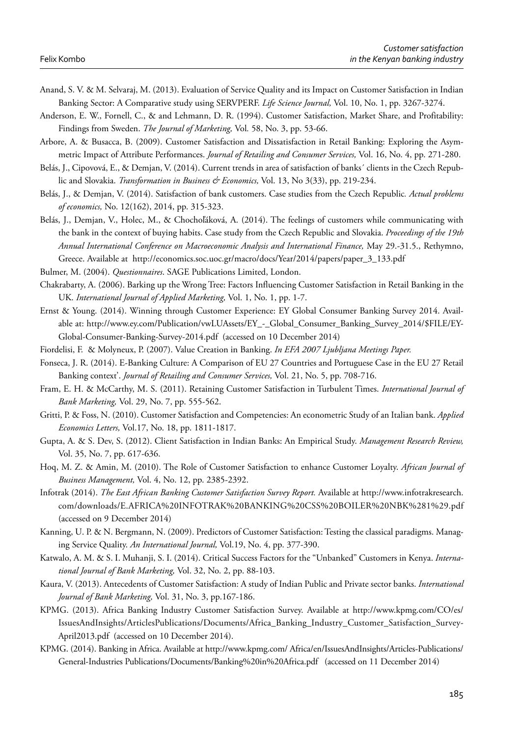Anand, S. V. & M. Selvaraj, M. (2013). Evaluation of Service Quality and its Impact on Customer Satisfaction in Indian Banking Sector: A Comparative study using SERVPERF. *Life Science Journal,* Vol. 10, No. 1, pp. 3267-3274.

Anderson, E. W., Fornell, C., & and Lehmann, D. R. (1994). Customer Satisfaction, Market Share, and Profitability: Findings from Sweden. *The Journal of Marketing,* Vol. 58, No. 3, pp. 53-66.

Arbore, A. & Busacca, B. (2009). Customer Satisfaction and Dissatisfaction in Retail Banking: Exploring the Asymmetric Impact of Attribute Performances. *Journal of Retailing and Consumer Services,* Vol. 16, No. 4, pp. 271-280.

Belás, J., Cipovová, E., & Demjan, V. (2014). Current trends in area of satisfaction of banks´ clients in the Czech Republic and Slovakia. *Transformation in Business & Economics,* Vol. 13, No 3(33), pp. 219-234.

Belás, J., & Demjan, V. (2014). Satisfaction of bank customers. Case studies from the Czech Republic*. Actual problems of economics,* No. 12(162), 2014, pp. 315-323.

Belás, J., Demjan, V., Holec, M., & Chochoľáková, A. (2014). The feelings of customers while communicating with the bank in the context of buying habits. Case study from the Czech Republic and Slovakia. *Proceedings of the 19th Annual International Conference on Macroeconomic Analysis and International Finance,* May 29.-31.5., Rethymno, Greece. Available at http://economics.soc.uoc.gr/macro/docs/Year/2014/papers/paper_3_133.pdf

Bulmer, M. (2004). *Questionnaires*. SAGE Publications Limited, London.

Chakrabarty, A. (2006). Barking up the Wrong Tree: Factors Influencing Customer Satisfaction in Retail Banking in the UK. *International Journal of Applied Marketing,* Vol. 1, No. 1, pp. 1-7.

Ernst & Young. (2014). Winning through Customer Experience: EY Global Consumer Banking Survey 2014. Available at: http://www.ey.com/Publication/vwLUAssets/EY_-_Global_Consumer_Banking_Survey_2014/$FILE/EY-Global-Consumer-Banking-Survey-2014.pdf (accessed on 10 December 2014)

Fiordelisi, F. & Molyneux, P. (2007). Value Creation in Banking. *In EFA 2007 Ljubljana Meetings Paper.*

Fonseca, J. R. (2014). E-Banking Culture: A Comparison of EU 27 Countries and Portuguese Case in the EU 27 Retail Banking context'. *Journal of Retailing and Consumer Services,* Vol. 21, No. 5, pp. 708-716.

Fram, E. H. & McCarthy, M. S. (2011). Retaining Customer Satisfaction in Turbulent Times. *International Journal of Bank Marketing,* Vol. 29, No. 7, pp. 555-562.

Gritti, P. & Foss, N. (2010). Customer Satisfaction and Competencies: An econometric Study of an Italian bank. *Applied Economics Letters,* Vol.17, No. 18, pp. 1811-1817.

Gupta, A. & S. Dev, S. (2012). Client Satisfaction in Indian Banks: An Empirical Study. *Management Research Review,* Vol. 35, No. 7, pp. 617-636.

Hoq, M. Z. & Amin, M. (2010). The Role of Customer Satisfaction to enhance Customer Loyalty. *African Journal of Business Management,* Vol. 4, No. 12, pp. 2385-2392.

Infotrak (2014). *The East African Banking Customer Satisfaction Survey Report.* Available at http://www.infotrakresearch.com/downloads/E.AFRICA%20INFOTRAK%20BANKING%20CSS%20BOILER%20NBK%281%29.pdf (accessed on 9 December 2014)

Kanning, U. P. & N. Bergmann, N. (2009). Predictors of Customer Satisfaction: Testing the classical paradigms. Managing Service Quality. *An International Journal,* Vol.19, No. 4, pp. 377-390.

Katwalo, A. M. & S. I. Muhanji, S. I. (2014). Critical Success Factors for the "Unbanked" Customers in Kenya. *International Journal of Bank Marketing,* Vol. 32, No. 2, pp. 88-103.

Kaura, V. (2013). Antecedents of Customer Satisfaction: A study of Indian Public and Private sector banks. *International Journal of Bank Marketing,* Vol. 31, No. 3, pp.167-186.

KPMG. (2013). Africa Banking Industry Customer Satisfaction Survey. Available at http://www.kpmg.com/CO/es/IssuesAndInsights/ArticlesPublications/Documents/Africa_Banking_Industry_Customer_Satisfaction_Survey-April2013.pdf (accessed on 10 December 2014).

KPMG. (2014). Banking in Africa. Available at http://www.kpmg.com/ Africa/en/IssuesAndInsights/Articles-Publications/General-Industries Publications/Documents/Banking%20in%20Africa.pdf (accessed on 11 December 2014)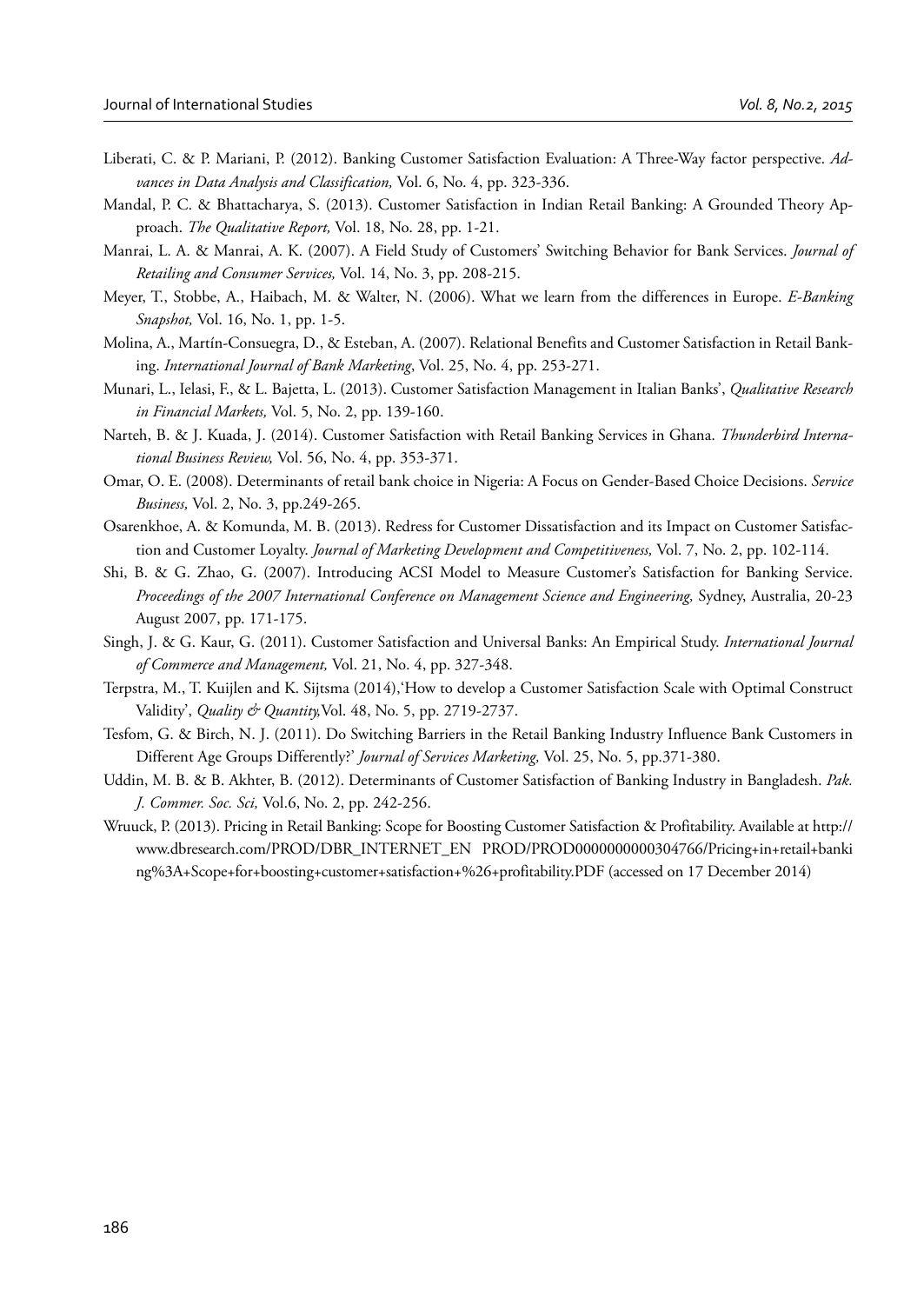Liberati, C. & P. Mariani, P. (2012). Banking Customer Satisfaction Evaluation: A Three-Way factor perspective. *Advances in Data Analysis and Classification,* Vol. 6, No. 4, pp. 323-336.

Mandal, P. C. & Bhattacharya, S. (2013). Customer Satisfaction in Indian Retail Banking: A Grounded Theory Approach. *The Qualitative Report,* Vol. 18, No. 28, pp. 1-21.

Manrai, L. A. & Manrai, A. K. (2007). A Field Study of Customers' Switching Behavior for Bank Services. *Journal of Retailing and Consumer Services,* Vol. 14, No. 3, pp. 208-215.

Meyer, T., Stobbe, A., Haibach, M. & Walter, N. (2006). What we learn from the differences in Europe. *E-Banking Snapshot,* Vol. 16, No. 1, pp. 1-5.

Molina, A., Martín-Consuegra, D., & Esteban, A. (2007). Relational Benefits and Customer Satisfaction in Retail Banking. *International Journal of Bank Marketing*, Vol. 25, No. 4, pp. 253-271.

Munari, L., Ielasi, F., & L. Bajetta, L. (2013). Customer Satisfaction Management in Italian Banks', *Qualitative Research in Financial Markets,* Vol. 5, No. 2, pp. 139-160.

Narteh, B. & J. Kuada, J. (2014). Customer Satisfaction with Retail Banking Services in Ghana. *Thunderbird International Business Review,* Vol. 56, No. 4, pp. 353-371.

Omar, O. E. (2008). Determinants of retail bank choice in Nigeria: A Focus on Gender-Based Choice Decisions. *Service Business,* Vol. 2, No. 3, pp.249-265.

Osarenkhoe, A. & Komunda, M. B. (2013). Redress for Customer Dissatisfaction and its Impact on Customer Satisfaction and Customer Loyalty. *Journal of Marketing Development and Competitiveness,* Vol. 7, No. 2, pp. 102-114.

Shi, B. & G. Zhao, G. (2007). Introducing ACSI Model to Measure Customer's Satisfaction for Banking Service. *Proceedings of the 2007 International Conference on Management Science and Engineering,* Sydney, Australia, 20-23 August 2007, pp. 171-175.

Singh, J. & G. Kaur, G. (2011). Customer Satisfaction and Universal Banks: An Empirical Study. *International Journal of Commerce and Management,* Vol. 21, No. 4, pp. 327-348.

Terpstra, M., T. Kuijlen and K. Sijtsma (2014),'How to develop a Customer Satisfaction Scale with Optimal Construct Validity', *Quality & Quantity,*Vol. 48, No. 5, pp. 2719-2737.

Tesfom, G. & Birch, N. J. (2011). Do Switching Barriers in the Retail Banking Industry Influence Bank Customers in Different Age Groups Differently?' *Journal of Services Marketing,* Vol. 25, No. 5, pp.371-380.

Uddin, M. B. & B. Akhter, B. (2012). Determinants of Customer Satisfaction of Banking Industry in Bangladesh. *Pak. J. Commer. Soc. Sci,* Vol.6, No. 2, pp. 242-256.

Wruuck, P. (2013). Pricing in Retail Banking: Scope for Boosting Customer Satisfaction & Profitability. Available at http://www.dbresearch.com/PROD/DBR_INTERNET_EN PROD/PROD0000000000304766/Pricing+in+retail+banking%3A+Scope+for+boosting+customer+satisfaction+%26+profitability.PDF (accessed on 17 December 2014)